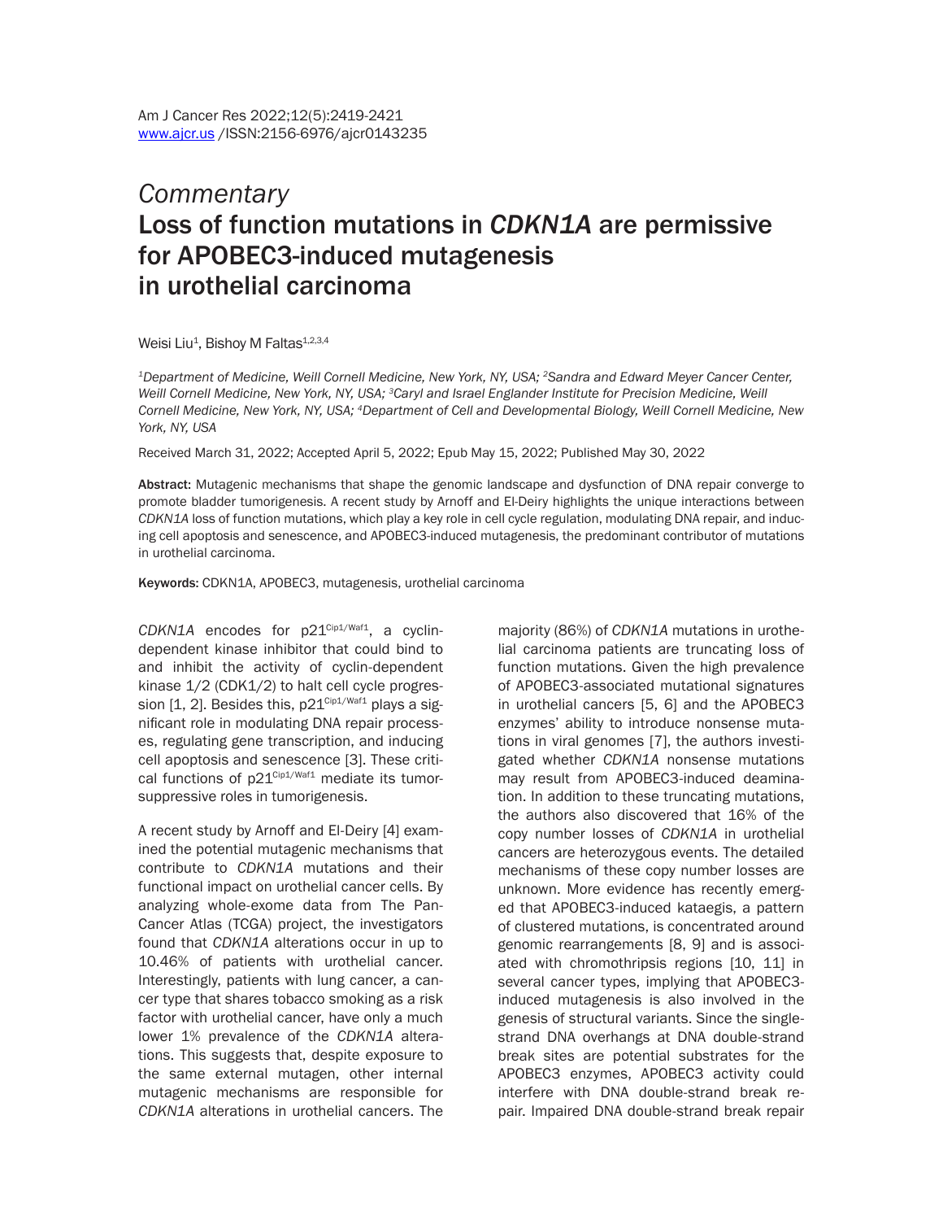*Commentary*

# Loss of function mutations in *CDKN1A* are permissive for APOBEC3-induced mutagenesis in urothelial carcinoma

Weisi Liu[1], Bishoy M Faltas[1,2,3,4]

[1]*Department of Medicine, Weill Cornell Medicine, New York, NY, USA;* [2]*Sandra and Edward Meyer Cancer Center, Weill Cornell Medicine, New York, NY, USA;* [3]*Caryl and Israel Englander Institute for Precision Medicine, Weill Cornell Medicine, New York, NY, USA;* [4]*Department of Cell and Developmental Biology, Weill Cornell Medicine, New York, NY, USA*

Received March 31, 2022; Accepted April 5, 2022; Epub May 15, 2022; Published May 30, 2022

**Abstract:** Mutagenic mechanisms that shape the genomic landscape and dysfunction of DNA repair converge to promote bladder tumorigenesis. A recent study by Arnoff and El-Deiry highlights the unique interactions between *CDKN1A* loss of function mutations, which play a key role in cell cycle regulation, modulating DNA repair, and inducing cell apoptosis and senescence, and APOBEC3-induced mutagenesis, the predominant contributor of mutations in urothelial carcinoma.

**Keywords:** CDKN1A, APOBEC3, mutagenesis, urothelial carcinoma

*CDKN1A* encodes for p21$^{Cip1/Waf1}$, a cyclin-dependent kinase inhibitor that could bind to and inhibit the activity of cyclin-dependent kinase 1/2 (CDK1/2) to halt cell cycle progression [1, 2]. Besides this, p21$^{Cip1/Waf1}$ plays a significant role in modulating DNA repair processes, regulating gene transcription, and inducing cell apoptosis and senescence [3]. These critical functions of p21$^{Cip1/Waf1}$ mediate its tumor-suppressive roles in tumorigenesis.

A recent study by Arnoff and El-Deiry [4] examined the potential mutagenic mechanisms that contribute to *CDKN1A* mutations and their functional impact on urothelial cancer cells. By analyzing whole-exome data from The Pan-Cancer Atlas (TCGA) project, the investigators found that *CDKN1A* alterations occur in up to 10.46% of patients with urothelial cancer. Interestingly, patients with lung cancer, a cancer type that shares tobacco smoking as a risk factor with urothelial cancer, have only a much lower 1% prevalence of the *CDKN1A* alterations. This suggests that, despite exposure to the same external mutagen, other internal mutagenic mechanisms are responsible for *CDKN1A* alterations in urothelial cancers. The majority (86%) of *CDKN1A* mutations in urothelial carcinoma patients are truncating loss of function mutations. Given the high prevalence of APOBEC3-associated mutational signatures in urothelial cancers [5, 6] and the APOBEC3 enzymes' ability to introduce nonsense mutations in viral genomes [7], the authors investigated whether *CDKN1A* nonsense mutations may result from APOBEC3-induced deamination. In addition to these truncating mutations, the authors also discovered that 16% of the copy number losses of *CDKN1A* in urothelial cancers are heterozygous events. The detailed mechanisms of these copy number losses are unknown. More evidence has recently emerged that APOBEC3-induced kataegis, a pattern of clustered mutations, is concentrated around genomic rearrangements [8, 9] and is associated with chromothripsis regions [10, 11] in several cancer types, implying that APOBEC3-induced mutagenesis is also involved in the genesis of structural variants. Since the single-strand DNA overhangs at DNA double-strand break sites are potential substrates for the APOBEC3 enzymes, APOBEC3 activity could interfere with DNA double-strand break repair. Impaired DNA double-strand break repair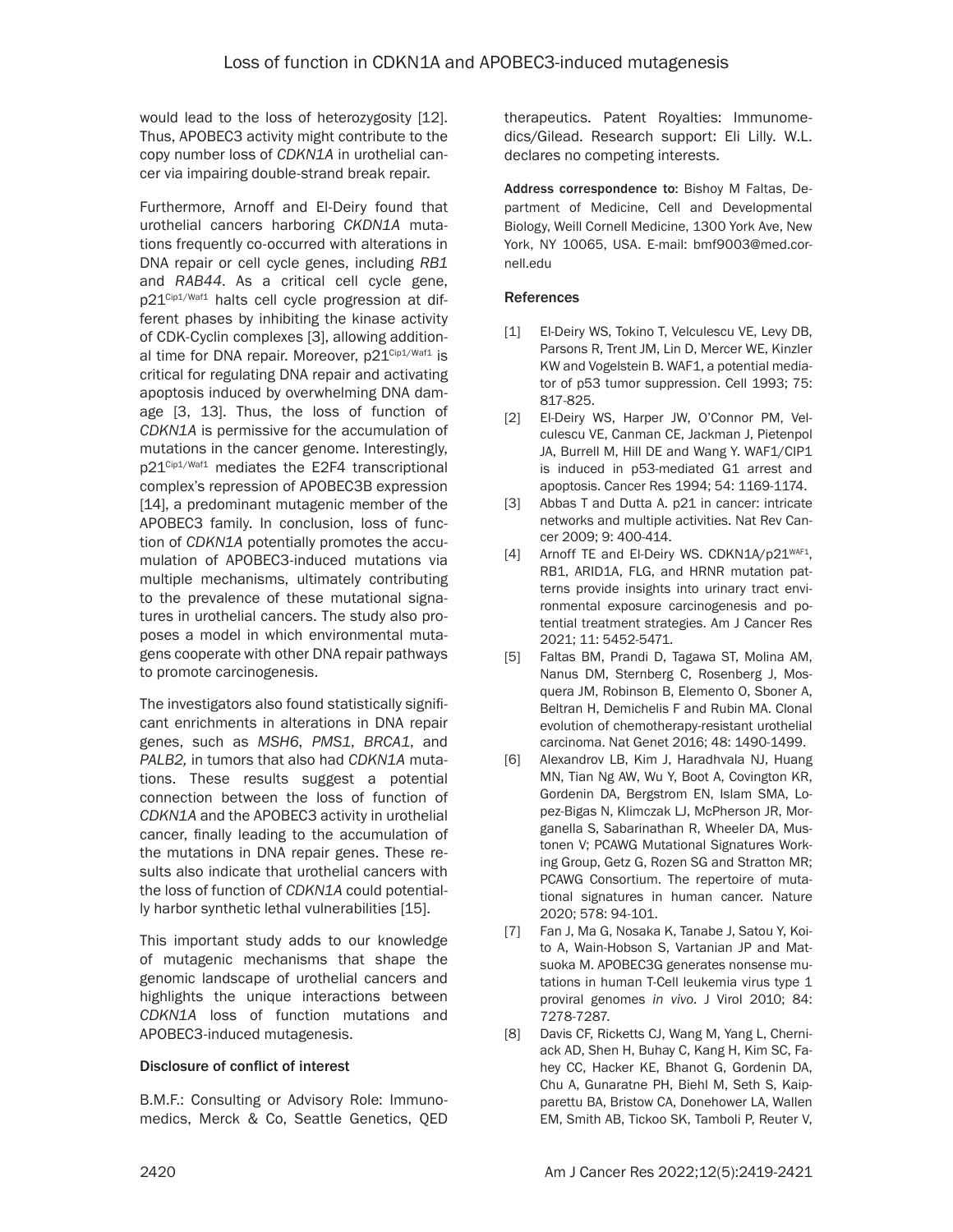would lead to the loss of heterozygosity [12]. Thus, APOBEC3 activity might contribute to the copy number loss of *CDKN1A* in urothelial cancer via impairing double-strand break repair.

Furthermore, Arnoff and El-Deiry found that urothelial cancers harboring *CKDN1A* mutations frequently co-occurred with alterations in DNA repair or cell cycle genes, including *RB1* and *RAB44*. As a critical cell cycle gene, p21$^{Cip1/Waf1}$ halts cell cycle progression at different phases by inhibiting the kinase activity of CDK-Cyclin complexes [3], allowing additional time for DNA repair. Moreover, p21$^{Cip1/Waf1}$ is critical for regulating DNA repair and activating apoptosis induced by overwhelming DNA damage [3, 13]. Thus, the loss of function of *CDKN1A* is permissive for the accumulation of mutations in the cancer genome. Interestingly, p21$^{Cip1/Waf1}$ mediates the E2F4 transcriptional complex's repression of APOBEC3B expression [14], a predominant mutagenic member of the APOBEC3 family. In conclusion, loss of function of *CDKN1A* potentially promotes the accumulation of APOBEC3-induced mutations via multiple mechanisms, ultimately contributing to the prevalence of these mutational signatures in urothelial cancers. The study also proposes a model in which environmental mutagens cooperate with other DNA repair pathways to promote carcinogenesis.

The investigators also found statistically significant enrichments in alterations in DNA repair genes, such as *MSH6*, *PMS1*, *BRCA1*, and *PALB2,* in tumors that also had *CDKN1A* mutations. These results suggest a potential connection between the loss of function of *CDKN1A* and the APOBEC3 activity in urothelial cancer, finally leading to the accumulation of the mutations in DNA repair genes. These results also indicate that urothelial cancers with the loss of function of *CDKN1A* could potentially harbor synthetic lethal vulnerabilities [15].

This important study adds to our knowledge of mutagenic mechanisms that shape the genomic landscape of urothelial cancers and highlights the unique interactions between *CDKN1A* loss of function mutations and APOBEC3-induced mutagenesis.

### Disclosure of conflict of interest

B.M.F.: Consulting or Advisory Role: Immunomedics, Merck & Co, Seattle Genetics, QED therapeutics. Patent Royalties: Immunomedics/Gilead. Research support: Eli Lilly. W.L. declares no competing interests.

**Address correspondence to:** Bishoy M Faltas, Department of Medicine, Cell and Developmental Biology, Weill Cornell Medicine, 1300 York Ave, New York, NY 10065, USA. E-mail: bmf9003@med.cornell.edu

### References

[1] El-Deiry WS, Tokino T, Velculescu VE, Levy DB, Parsons R, Trent JM, Lin D, Mercer WE, Kinzler KW and Vogelstein B. WAF1, a potential mediator of p53 tumor suppression. Cell 1993; 75: 817-825.

[2] El-Deiry WS, Harper JW, O'Connor PM, Velculescu VE, Canman CE, Jackman J, Pietenpol JA, Burrell M, Hill DE and Wang Y. WAF1/CIP1 is induced in p53-mediated G1 arrest and apoptosis. Cancer Res 1994; 54: 1169-1174.

[3] Abbas T and Dutta A. p21 in cancer: intricate networks and multiple activities. Nat Rev Cancer 2009; 9: 400-414.

[4] Arnoff TE and El-Deiry WS. CDKN1A/p21$^{WAF1}$, RB1, ARID1A, FLG, and HRNR mutation patterns provide insights into urinary tract environmental exposure carcinogenesis and potential treatment strategies. Am J Cancer Res 2021; 11: 5452-5471.

[5] Faltas BM, Prandi D, Tagawa ST, Molina AM, Nanus DM, Sternberg C, Rosenberg J, Mosquera JM, Robinson B, Elemento O, Sboner A, Beltran H, Demichelis F and Rubin MA. Clonal evolution of chemotherapy-resistant urothelial carcinoma. Nat Genet 2016; 48: 1490-1499.

[6] Alexandrov LB, Kim J, Haradhvala NJ, Huang MN, Tian Ng AW, Wu Y, Boot A, Covington KR, Gordenin DA, Bergstrom EN, Islam SMA, Lopez-Bigas N, Klimczak LJ, McPherson JR, Morganella S, Sabarinathan R, Wheeler DA, Mustonen V; PCAWG Mutational Signatures Working Group, Getz G, Rozen SG and Stratton MR; PCAWG Consortium. The repertoire of mutational signatures in human cancer. Nature 2020; 578: 94-101.

[7] Fan J, Ma G, Nosaka K, Tanabe J, Satou Y, Koito A, Wain-Hobson S, Vartanian JP and Matsuoka M. APOBEC3G generates nonsense mutations in human T-Cell leukemia virus type 1 proviral genomes *in vivo*. J Virol 2010; 84: 7278-7287.

[8] Davis CF, Ricketts CJ, Wang M, Yang L, Cherniack AD, Shen H, Buhay C, Kang H, Kim SC, Fahey CC, Hacker KE, Bhanot G, Gordenin DA, Chu A, Gunaratne PH, Biehl M, Seth S, Kaipparettu BA, Bristow CA, Donehower LA, Wallen EM, Smith AB, Tickoo SK, Tamboli P, Reuter V,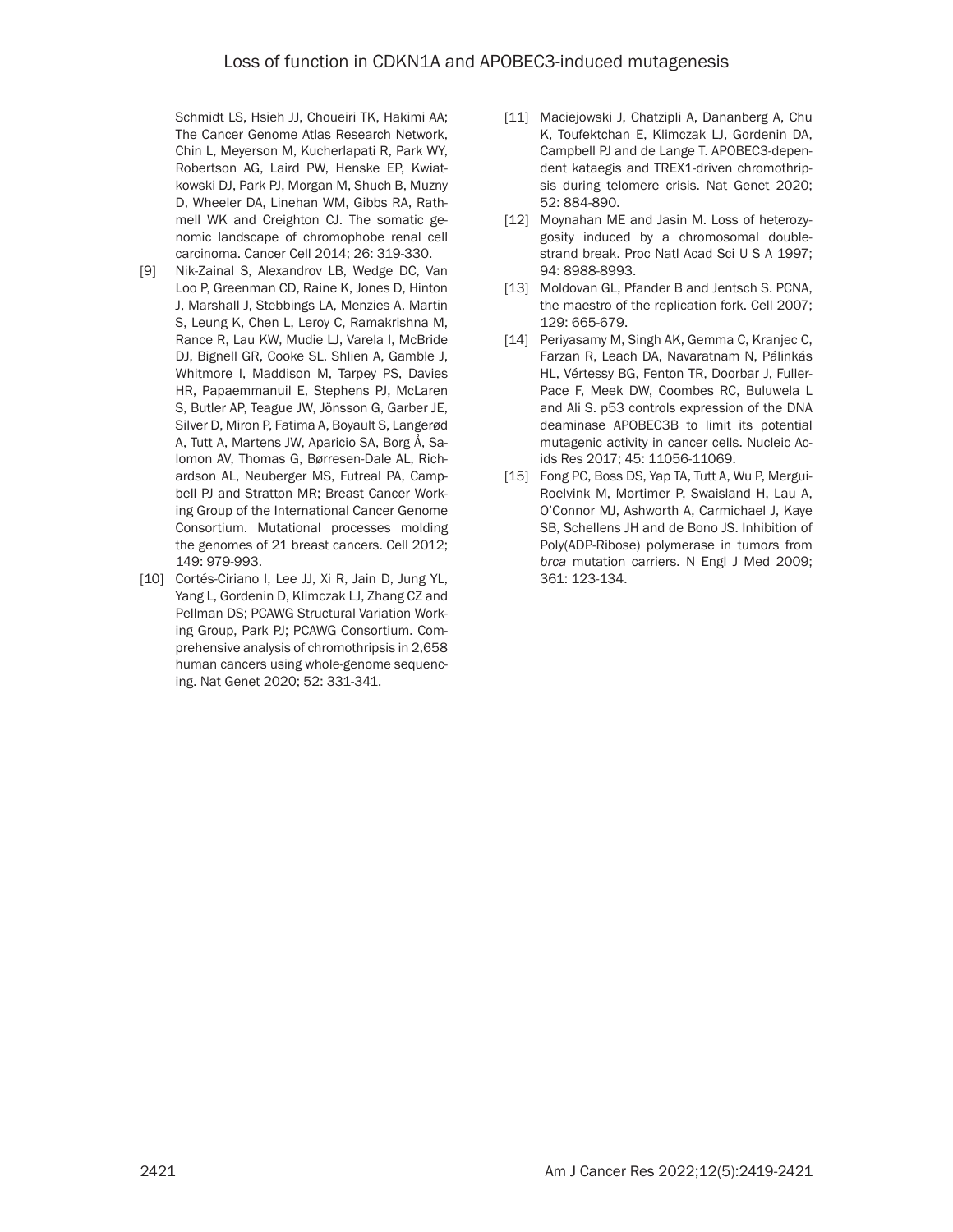Schmidt LS, Hsieh JJ, Choueiri TK, Hakimi AA; The Cancer Genome Atlas Research Network, Chin L, Meyerson M, Kucherlapati R, Park WY, Robertson AG, Laird PW, Henske EP, Kwiatkowski DJ, Park PJ, Morgan M, Shuch B, Muzny D, Wheeler DA, Linehan WM, Gibbs RA, Rathmell WK and Creighton CJ. The somatic genomic landscape of chromophobe renal cell carcinoma. Cancer Cell 2014; 26: 319-330.

[9] Nik-Zainal S, Alexandrov LB, Wedge DC, Van Loo P, Greenman CD, Raine K, Jones D, Hinton J, Marshall J, Stebbings LA, Menzies A, Martin S, Leung K, Chen L, Leroy C, Ramakrishna M, Rance R, Lau KW, Mudie LJ, Varela I, McBride DJ, Bignell GR, Cooke SL, Shlien A, Gamble J, Whitmore I, Maddison M, Tarpey PS, Davies HR, Papaemmanuil E, Stephens PJ, McLaren S, Butler AP, Teague JW, Jönsson G, Garber JE, Silver D, Miron P, Fatima A, Boyault S, Langerød A, Tutt A, Martens JW, Aparicio SA, Borg Å, Salomon AV, Thomas G, Børresen-Dale AL, Richardson AL, Neuberger MS, Futreal PA, Campbell PJ and Stratton MR; Breast Cancer Working Group of the International Cancer Genome Consortium. Mutational processes molding the genomes of 21 breast cancers. Cell 2012; 149: 979-993.

[10] Cortés-Ciriano I, Lee JJ, Xi R, Jain D, Jung YL, Yang L, Gordenin D, Klimczak LJ, Zhang CZ and Pellman DS; PCAWG Structural Variation Working Group, Park PJ; PCAWG Consortium. Comprehensive analysis of chromothripsis in 2,658 human cancers using whole-genome sequencing. Nat Genet 2020; 52: 331-341.

[11] Maciejowski J, Chatzipli A, Dananberg A, Chu K, Toufektchan E, Klimczak LJ, Gordenin DA, Campbell PJ and de Lange T. APOBEC3-dependent kataegis and TREX1-driven chromothripsis during telomere crisis. Nat Genet 2020; 52: 884-890.

[12] Moynahan ME and Jasin M. Loss of heterozygosity induced by a chromosomal double-strand break. Proc Natl Acad Sci U S A 1997; 94: 8988-8993.

[13] Moldovan GL, Pfander B and Jentsch S. PCNA, the maestro of the replication fork. Cell 2007; 129: 665-679.

[14] Periyasamy M, Singh AK, Gemma C, Kranjec C, Farzan R, Leach DA, Navaratnam N, Pálinkás HL, Vértessy BG, Fenton TR, Doorbar J, Fuller-Pace F, Meek DW, Coombes RC, Buluwela L and Ali S. p53 controls expression of the DNA deaminase APOBEC3B to limit its potential mutagenic activity in cancer cells. Nucleic Acids Res 2017; 45: 11056-11069.

[15] Fong PC, Boss DS, Yap TA, Tutt A, Wu P, Mergui-Roelvink M, Mortimer P, Swaisland H, Lau A, O'Connor MJ, Ashworth A, Carmichael J, Kaye SB, Schellens JH and de Bono JS. Inhibition of Poly(ADP-Ribose) polymerase in tumors from *brca* mutation carriers. N Engl J Med 2009; 361: 123-134.